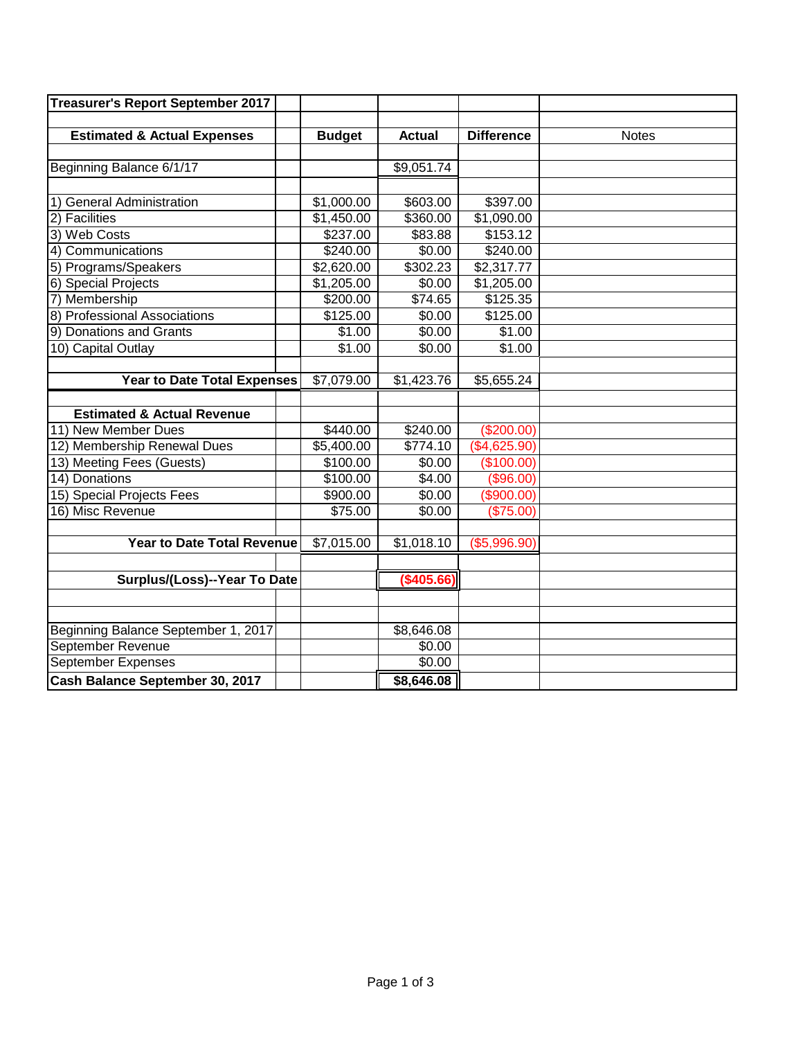| Treasurer's Report September 2017 | | | | | |
|---|---|---|---|---|---|
| | | | | | |
| **Estimated & Actual Expenses** | | **Budget** | **Actual** | **Difference** | Notes |
| | | | | | |
| Beginning Balance 6/1/17 | | | $9,051.74 | | |
| | | | | | |
| 1) General Administration | | $1,000.00 | $603.00 | $397.00 | |
| 2) Facilities | | $1,450.00 | $360.00 | $1,090.00 | |
| 3) Web Costs | | $237.00 | $83.88 | $153.12 | |
| 4) Communications | | $240.00 | $0.00 | $240.00 | |
| 5) Programs/Speakers | | $2,620.00 | $302.23 | $2,317.77 | |
| 6) Special Projects | | $1,205.00 | $0.00 | $1,205.00 | |
| 7) Membership | | $200.00 | $74.65 | $125.35 | |
| 8) Professional Associations | | $125.00 | $0.00 | $125.00 | |
| 9) Donations and Grants | | $1.00 | $0.00 | $1.00 | |
| 10) Capital Outlay | | $1.00 | $0.00 | $1.00 | |
| | | | | | |
| **Year to Date Total Expenses** | | $7,079.00 | $1,423.76 | $5,655.24 | |
| | | | | | |
| **Estimated & Actual Revenue** | | | | | |
| 11) New Member Dues | | $440.00 | $240.00 | ($200.00) | |
| 12) Membership Renewal Dues | | $5,400.00 | $774.10 | ($4,625.90) | |
| 13) Meeting Fees (Guests) | | $100.00 | $0.00 | ($100.00) | |
| 14) Donations | | $100.00 | $4.00 | ($96.00) | |
| 15) Special Projects Fees | | $900.00 | $0.00 | ($900.00) | |
| 16) Misc Revenue | | $75.00 | $0.00 | ($75.00) | |
| | | | | | |
| **Year to Date Total Revenue** | | $7,015.00 | $1,018.10 | ($5,996.90) | |
| | | | | | |
| **Surplus/(Loss)--Year To Date** | | | **($405.66)** | | |
| | | | | | |
| | | | | | |
| Beginning Balance September 1, 2017 | | | $8,646.08 | | |
| September Revenue | | | $0.00 | | |
| September Expenses | | | $0.00 | | |
| **Cash Balance September 30, 2017** | | | **$8,646.08** | | |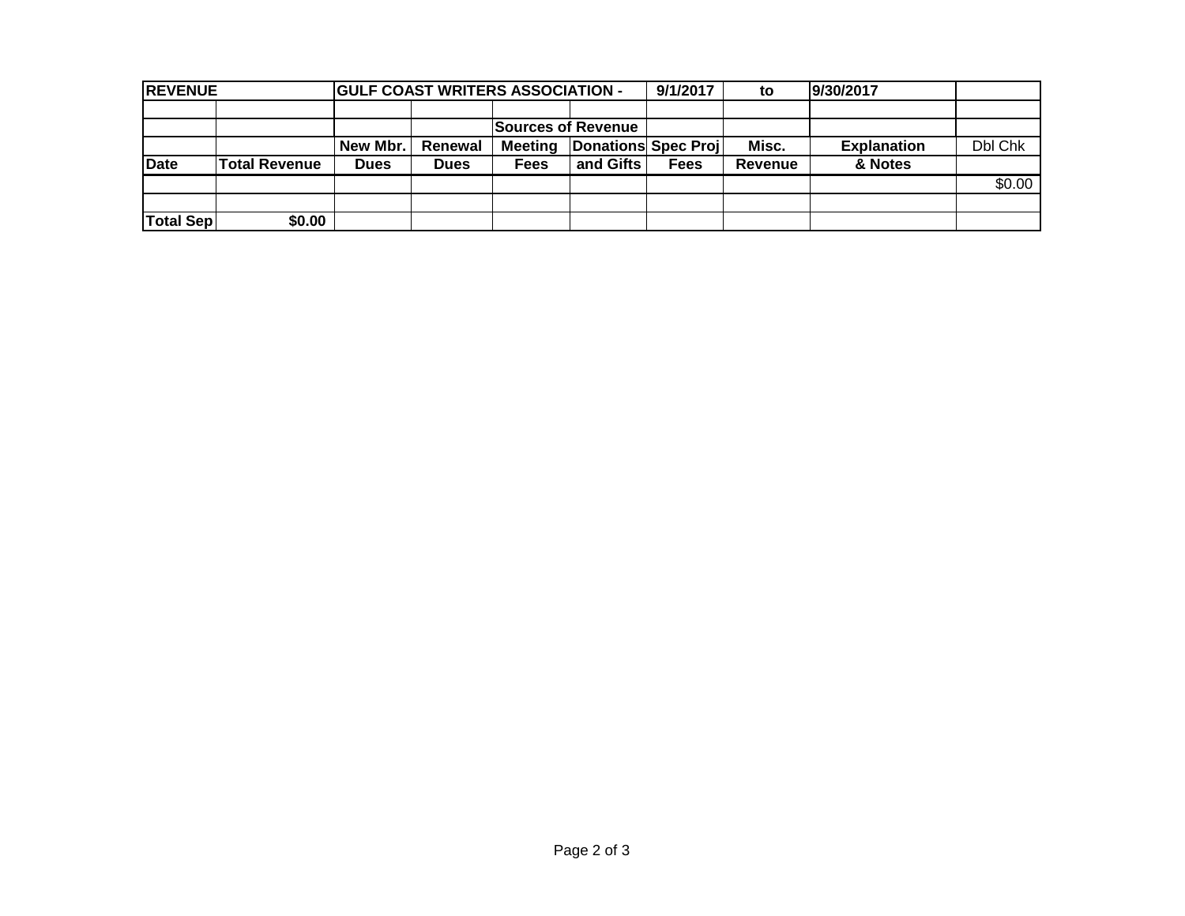| REVENUE | | GULF COAST WRITERS ASSOCIATION - | | | | 9/1/2017 | to | 9/30/2017 | |
|---|---|---|---|---|---|---|---|---|---|
| | | | | | | | | | |
| | | | | Sources of Revenue | | | | | |
| | | New Mbr. | Renewal | Meeting | Donations | Spec Proj | Misc. | Explanation | Dbl Chk |
| Date | Total Revenue | Dues | Dues | Fees | and Gifts | Fees | Revenue | & Notes | |
| | | | | | | | | | $0.00 |
| | | | | | | | | | |
| Total Sep | $0.00 | | | | | | | | |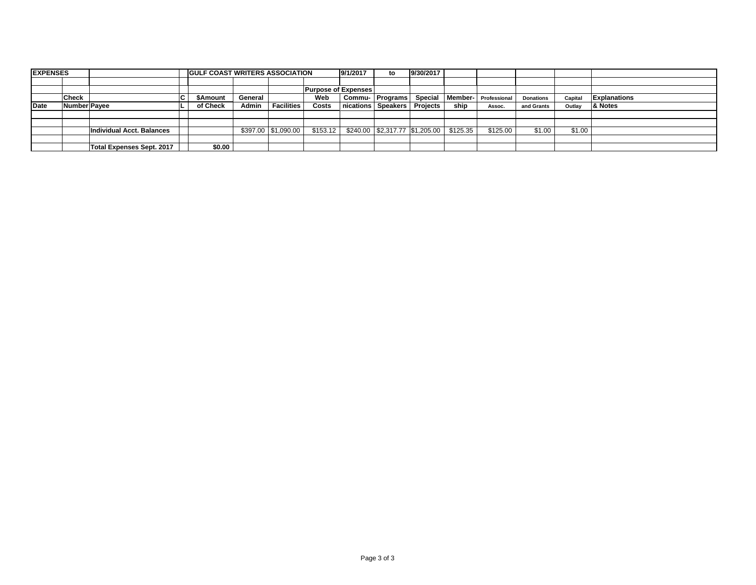| EXPENSES | | | | GULF COAST WRITERS ASSOCIATION | | | | 9/1/2017 | to | 9/30/2017 | | | | | |
|---|---|---|---|---|---|---|---|---|---|---|---|---|---|---|---|
| | | | | | | | | | | | | | | | |
| | | | | | | | Purpose of Expenses | | | | | | | | |
| | Check | | C | $Amount | General | | Web | Commu- | Programs | Special | Member- | Professional | Donations | Capital | Explanations |
| Date | Number | Payee | L | of Check | Admin | Facilities | Costs | nications | Speakers | Projects | ship | Assoc. | and Grants | Outlay | & Notes |
| | | | | | | | | | | | | | | | |
| | | | | | | | | | | | | | | | |
| | | Individual Acct. Balances | | | $397.00 | $1,090.00 | $153.12 | $240.00 | $2,317.77 | $1,205.00 | $125.35 | $125.00 | $1.00 | $1.00 | |
| | | | | | | | | | | | | | | | |
| | | Total Expenses Sept. 2017 | | $0.00 | | | | | | | | | | | |